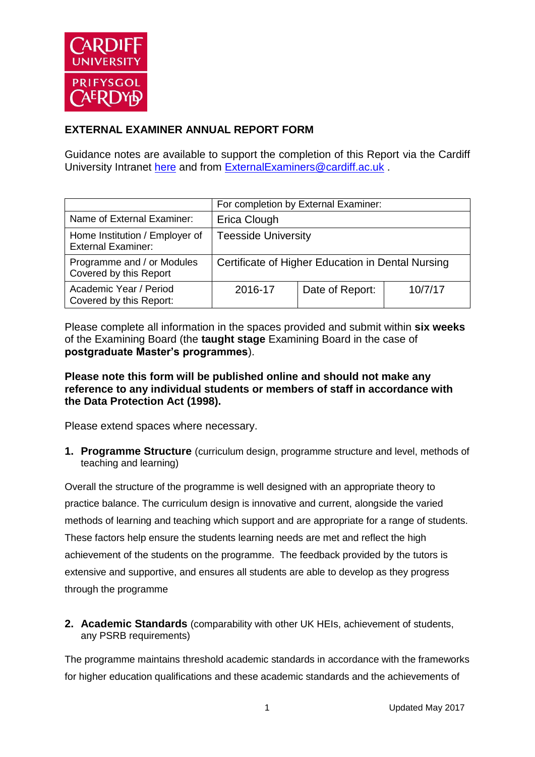# EXTERNAL EXAMINER ANNUAL REPORT FORM

Guidance notes are available to support the completion of this Report via the Cardiff University Intranet here and from ExternalExaminers@cardiff.ac.uk .

| | For completion by External Examiner: | | |
|---|---|---|---|
| Name of External Examiner: | Erica Clough | | |
| Home Institution / Employer of External Examiner: | Teesside University | | |
| Programme and / or Modules Covered by this Report | Certificate of Higher Education in Dental Nursing | | |
| Academic Year / Period Covered by this Report: | 2016-17 | Date of Report: | 10/7/17 |

Please complete all information in the spaces provided and submit within **six weeks** of the Examining Board (the **taught stage** Examining Board in the case of **postgraduate Master's programmes**).

**Please note this form will be published online and should not make any reference to any individual students or members of staff in accordance with the Data Protection Act (1998).**

Please extend spaces where necessary.

1. **Programme Structure** (curriculum design, programme structure and level, methods of teaching and learning)

Overall the structure of the programme is well designed with an appropriate theory to practice balance. The curriculum design is innovative and current, alongside the varied methods of learning and teaching which support and are appropriate for a range of students. These factors help ensure the students learning needs are met and reflect the high achievement of the students on the programme. The feedback provided by the tutors is extensive and supportive, and ensures all students are able to develop as they progress through the programme

2. **Academic Standards** (comparability with other UK HEIs, achievement of students, any PSRB requirements)

The programme maintains threshold academic standards in accordance with the frameworks for higher education qualifications and these academic standards and the achievements of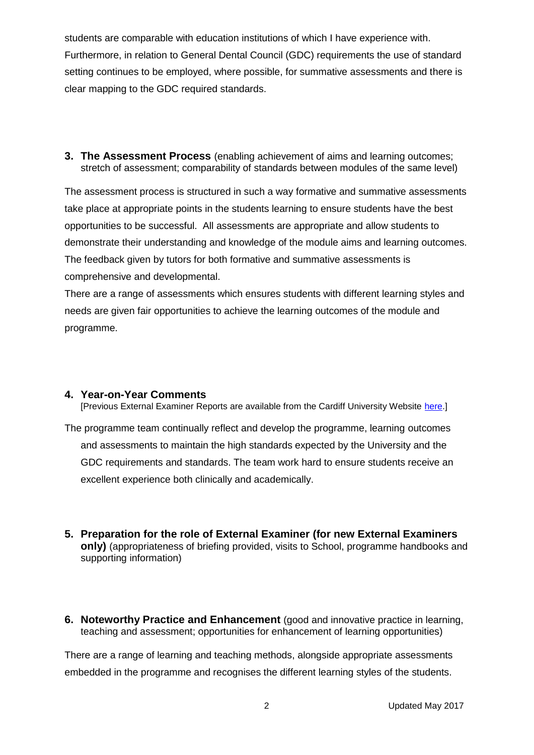students are comparable with education institutions of which I have experience with. Furthermore, in relation to General Dental Council (GDC) requirements the use of standard setting continues to be employed, where possible, for summative assessments and there is clear mapping to the GDC required standards.

**3. The Assessment Process** (enabling achievement of aims and learning outcomes; stretch of assessment; comparability of standards between modules of the same level)

The assessment process is structured in such a way formative and summative assessments take place at appropriate points in the students learning to ensure students have the best opportunities to be successful. All assessments are appropriate and allow students to demonstrate their understanding and knowledge of the module aims and learning outcomes. The feedback given by tutors for both formative and summative assessments is comprehensive and developmental.

There are a range of assessments which ensures students with different learning styles and needs are given fair opportunities to achieve the learning outcomes of the module and programme.

**4. Year-on-Year Comments**

[Previous External Examiner Reports are available from the Cardiff University Website here.]

The programme team continually reflect and develop the programme, learning outcomes and assessments to maintain the high standards expected by the University and the GDC requirements and standards. The team work hard to ensure students receive an excellent experience both clinically and academically.

**5. Preparation for the role of External Examiner (for new External Examiners only)** (appropriateness of briefing provided, visits to School, programme handbooks and supporting information)

**6. Noteworthy Practice and Enhancement** (good and innovative practice in learning, teaching and assessment; opportunities for enhancement of learning opportunities)

There are a range of learning and teaching methods, alongside appropriate assessments embedded in the programme and recognises the different learning styles of the students.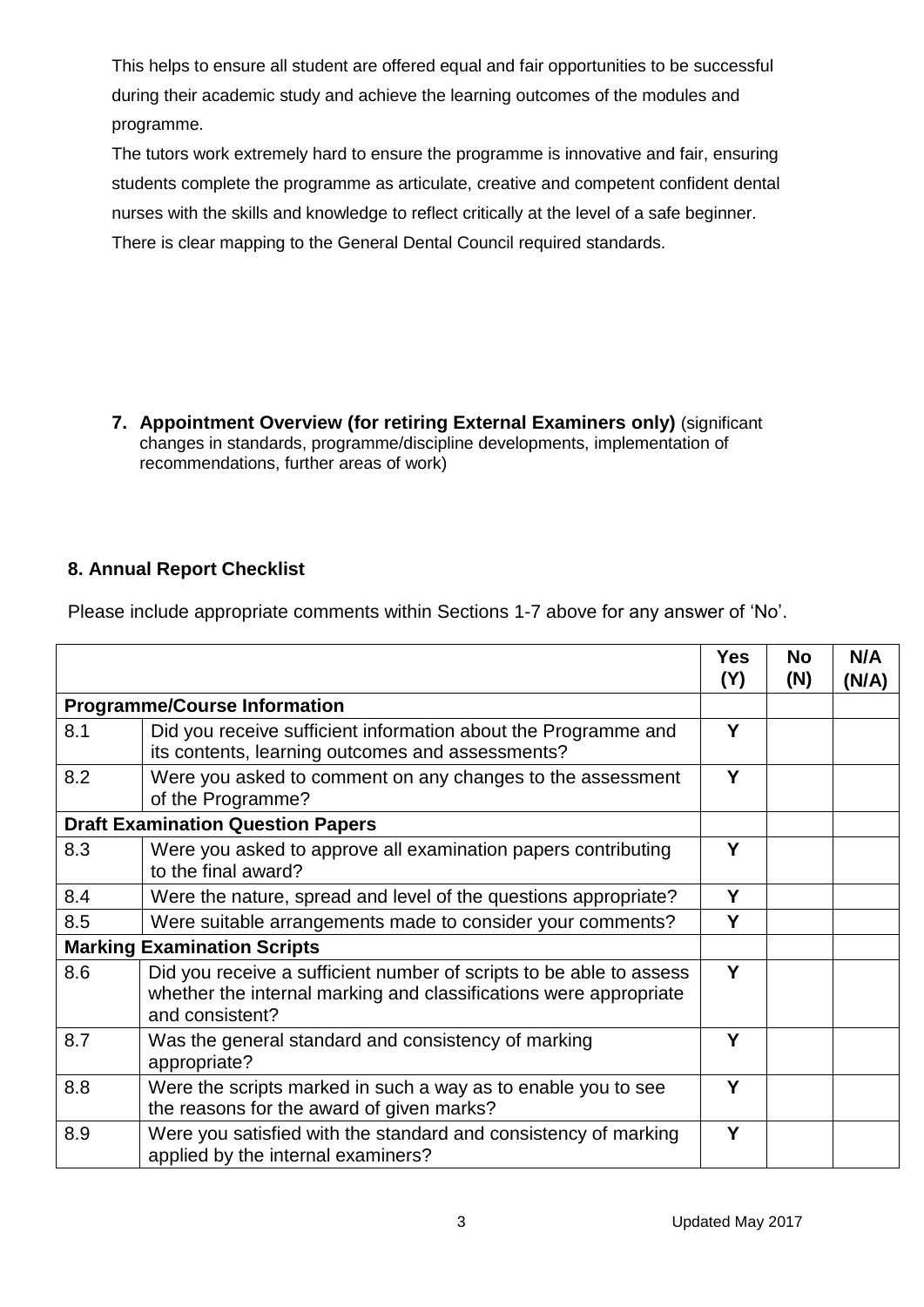This helps to ensure all student are offered equal and fair opportunities to be successful during their academic study and achieve the learning outcomes of the modules and programme.

The tutors work extremely hard to ensure the programme is innovative and fair, ensuring students complete the programme as articulate, creative and competent confident dental nurses with the skills and knowledge to reflect critically at the level of a safe beginner. There is clear mapping to the General Dental Council required standards.

**7. Appointment Overview (for retiring External Examiners only)** (significant changes in standards, programme/discipline developments, implementation of recommendations, further areas of work)

**8. Annual Report Checklist**

Please include appropriate comments within Sections 1-7 above for any answer of 'No'.

| | | Yes (Y) | No (N) | N/A (N/A) |
|---|---|---|---|---|
| **Programme/Course Information** | | | | |
| 8.1 | Did you receive sufficient information about the Programme and its contents, learning outcomes and assessments? | Y | | |
| 8.2 | Were you asked to comment on any changes to the assessment of the Programme? | Y | | |
| **Draft Examination Question Papers** | | | | |
| 8.3 | Were you asked to approve all examination papers contributing to the final award? | Y | | |
| 8.4 | Were the nature, spread and level of the questions appropriate? | Y | | |
| 8.5 | Were suitable arrangements made to consider your comments? | Y | | |
| **Marking Examination Scripts** | | | | |
| 8.6 | Did you receive a sufficient number of scripts to be able to assess whether the internal marking and classifications were appropriate and consistent? | Y | | |
| 8.7 | Was the general standard and consistency of marking appropriate? | Y | | |
| 8.8 | Were the scripts marked in such a way as to enable you to see the reasons for the award of given marks? | Y | | |
| 8.9 | Were you satisfied with the standard and consistency of marking applied by the internal examiners? | Y | | |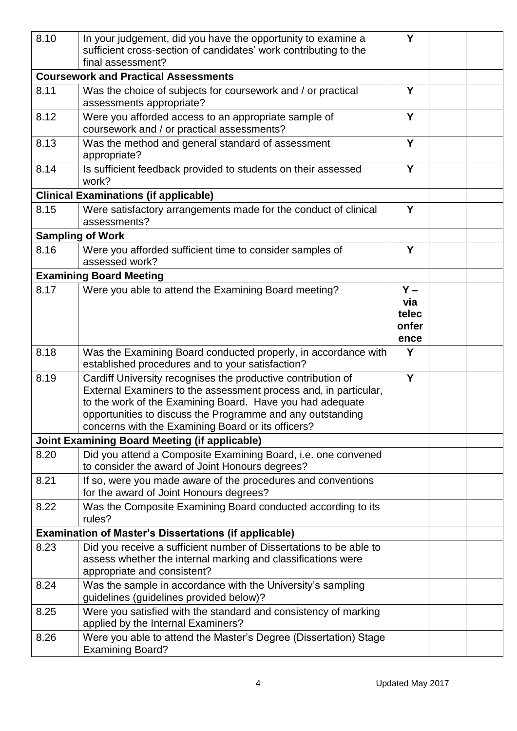| | | | | |
|---|---|---|---|---|
| 8.10 | In your judgement, did you have the opportunity to examine a sufficient cross-section of candidates' work contributing to the final assessment? | **Y** | | |
| **Coursework and Practical Assessments** | | | | |
| 8.11 | Was the choice of subjects for coursework and / or practical assessments appropriate? | **Y** | | |
| 8.12 | Were you afforded access to an appropriate sample of coursework and / or practical assessments? | **Y** | | |
| 8.13 | Was the method and general standard of assessment appropriate? | **Y** | | |
| 8.14 | Is sufficient feedback provided to students on their assessed work? | **Y** | | |
| **Clinical Examinations (if applicable)** | | | | |
| 8.15 | Were satisfactory arrangements made for the conduct of clinical assessments? | **Y** | | |
| **Sampling of Work** | | | | |
| 8.16 | Were you afforded sufficient time to consider samples of assessed work? | **Y** | | |
| **Examining Board Meeting** | | | | |
| 8.17 | Were you able to attend the Examining Board meeting? | **Y – via teleconference** | | |
| 8.18 | Was the Examining Board conducted properly, in accordance with established procedures and to your satisfaction? | **Y** | | |
| 8.19 | Cardiff University recognises the productive contribution of External Examiners to the assessment process and, in particular, to the work of the Examining Board. Have you had adequate opportunities to discuss the Programme and any outstanding concerns with the Examining Board or its officers? | **Y** | | |
| **Joint Examining Board Meeting (if applicable)** | | | | |
| 8.20 | Did you attend a Composite Examining Board, i.e. one convened to consider the award of Joint Honours degrees? | | | |
| 8.21 | If so, were you made aware of the procedures and conventions for the award of Joint Honours degrees? | | | |
| 8.22 | Was the Composite Examining Board conducted according to its rules? | | | |
| **Examination of Master's Dissertations (if applicable)** | | | | |
| 8.23 | Did you receive a sufficient number of Dissertations to be able to assess whether the internal marking and classifications were appropriate and consistent? | | | |
| 8.24 | Was the sample in accordance with the University's sampling guidelines (guidelines provided below)? | | | |
| 8.25 | Were you satisfied with the standard and consistency of marking applied by the Internal Examiners? | | | |
| 8.26 | Were you able to attend the Master's Degree (Dissertation) Stage Examining Board? | | | |

Updated May 2017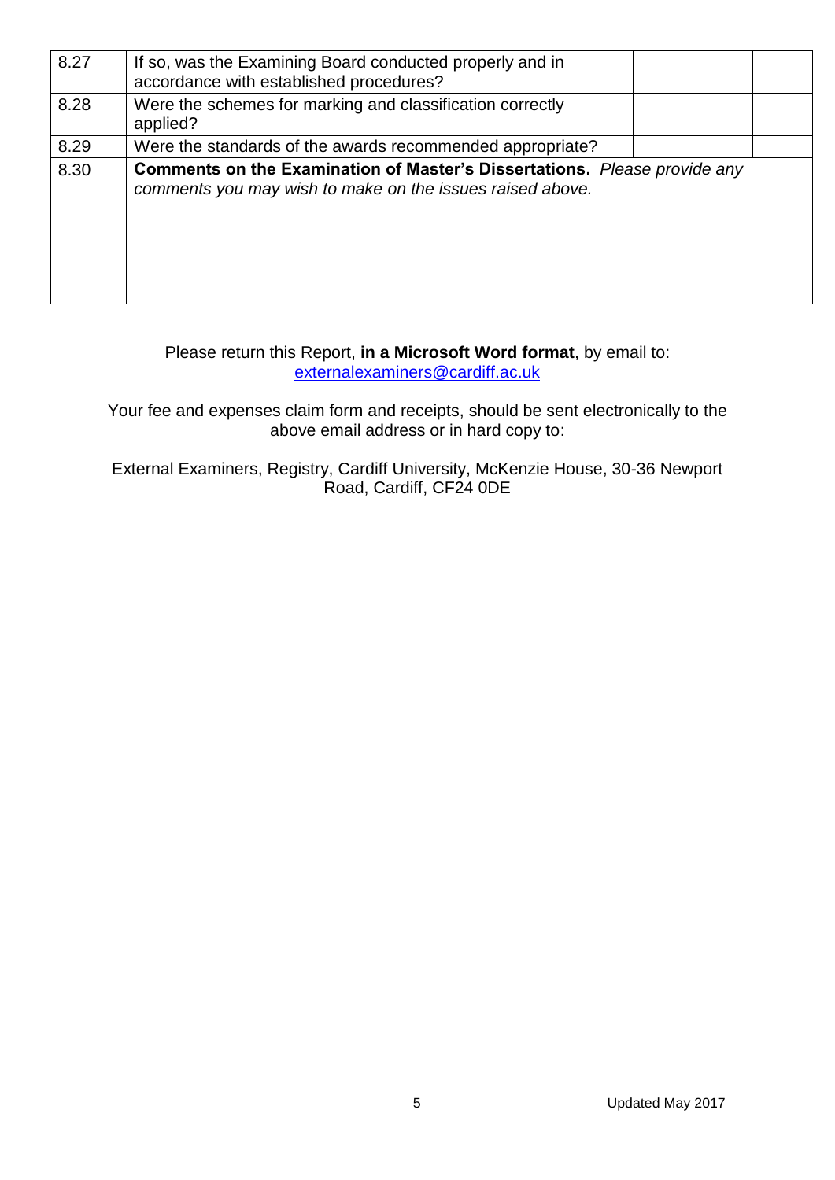| | | | | |
|---|---|---|---|---|
| 8.27 | If so, was the Examining Board conducted properly and in accordance with established procedures? | | | |
| 8.28 | Were the schemes for marking and classification correctly applied? | | | |
| 8.29 | Were the standards of the awards recommended appropriate? | | | |
| 8.30 | **Comments on the Examination of Master's Dissertations.** *Please provide any comments you may wish to make on the issues raised above.* | | | |

Please return this Report, **in a Microsoft Word format**, by email to: externalexaminers@cardiff.ac.uk

Your fee and expenses claim form and receipts, should be sent electronically to the above email address or in hard copy to:

External Examiners, Registry, Cardiff University, McKenzie House, 30-36 Newport Road, Cardiff, CF24 0DE

Updated May 2017